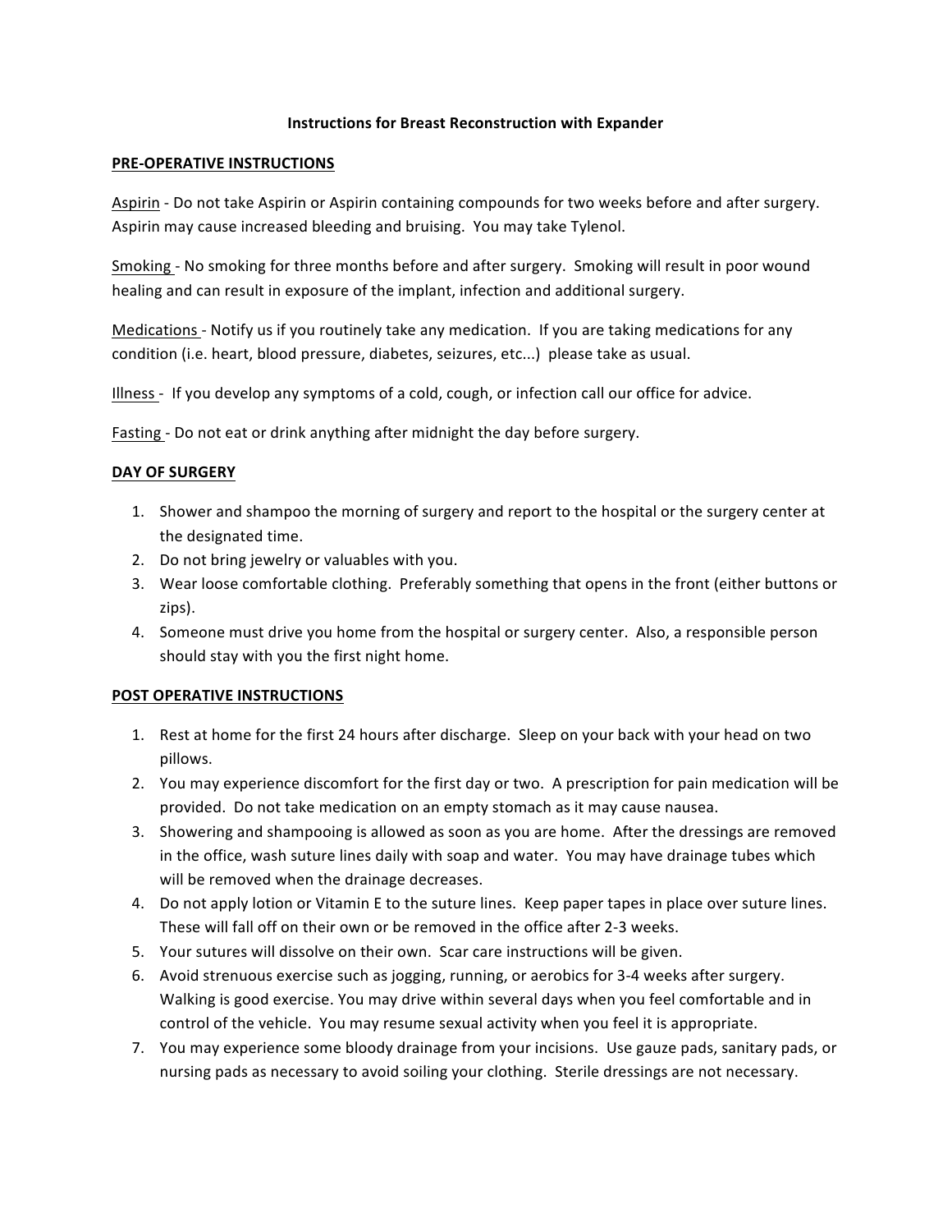# Instructions for Breast Reconstruction with Expander

## PRE-OPERATIVE INSTRUCTIONS

Aspirin - Do not take Aspirin or Aspirin containing compounds for two weeks before and after surgery. Aspirin may cause increased bleeding and bruising. You may take Tylenol.

Smoking - No smoking for three months before and after surgery. Smoking will result in poor wound healing and can result in exposure of the implant, infection and additional surgery.

Medications - Notify us if you routinely take any medication. If you are taking medications for any condition (i.e. heart, blood pressure, diabetes, seizures, etc...) please take as usual.

Illness - If you develop any symptoms of a cold, cough, or infection call our office for advice.

Fasting - Do not eat or drink anything after midnight the day before surgery.

## DAY OF SURGERY

1. Shower and shampoo the morning of surgery and report to the hospital or the surgery center at the designated time.
2. Do not bring jewelry or valuables with you.
3. Wear loose comfortable clothing. Preferably something that opens in the front (either buttons or zips).
4. Someone must drive you home from the hospital or surgery center. Also, a responsible person should stay with you the first night home.

## POST OPERATIVE INSTRUCTIONS

1. Rest at home for the first 24 hours after discharge. Sleep on your back with your head on two pillows.
2. You may experience discomfort for the first day or two. A prescription for pain medication will be provided. Do not take medication on an empty stomach as it may cause nausea.
3. Showering and shampooing is allowed as soon as you are home. After the dressings are removed in the office, wash suture lines daily with soap and water. You may have drainage tubes which will be removed when the drainage decreases.
4. Do not apply lotion or Vitamin E to the suture lines. Keep paper tapes in place over suture lines. These will fall off on their own or be removed in the office after 2-3 weeks.
5. Your sutures will dissolve on their own. Scar care instructions will be given.
6. Avoid strenuous exercise such as jogging, running, or aerobics for 3-4 weeks after surgery. Walking is good exercise. You may drive within several days when you feel comfortable and in control of the vehicle. You may resume sexual activity when you feel it is appropriate.
7. You may experience some bloody drainage from your incisions. Use gauze pads, sanitary pads, or nursing pads as necessary to avoid soiling your clothing. Sterile dressings are not necessary.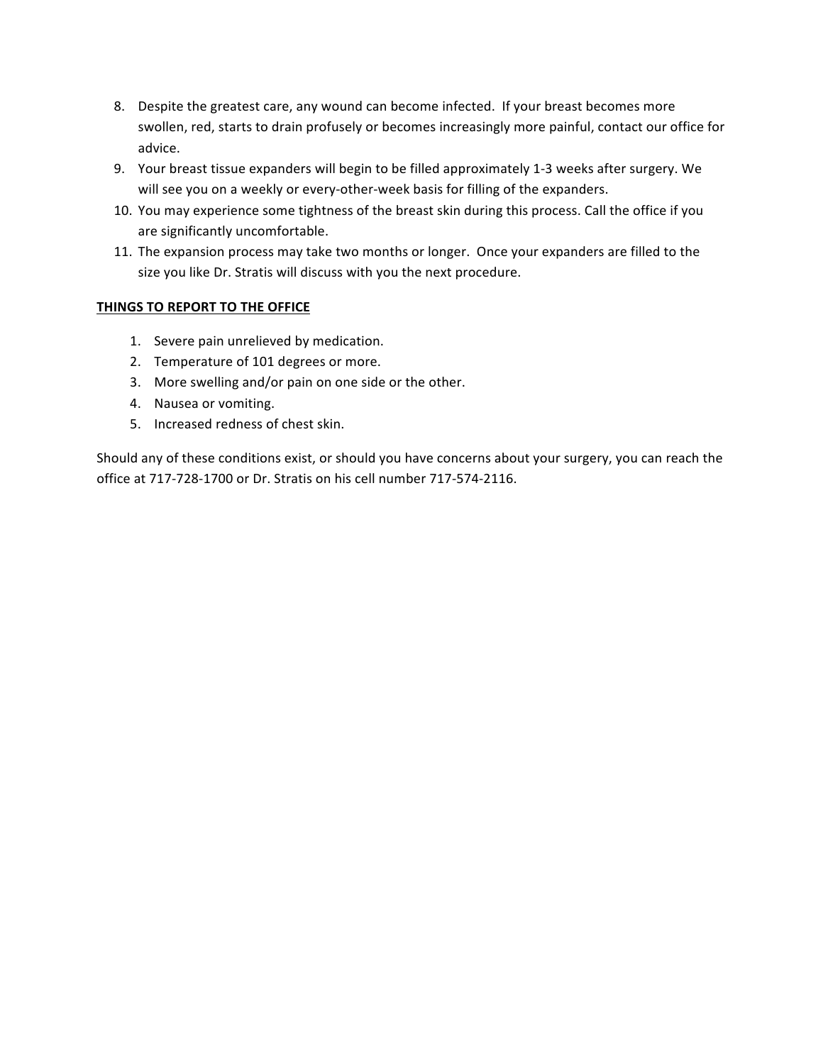8. Despite the greatest care, any wound can become infected. If your breast becomes more swollen, red, starts to drain profusely or becomes increasingly more painful, contact our office for advice.
9. Your breast tissue expanders will begin to be filled approximately 1-3 weeks after surgery. We will see you on a weekly or every-other-week basis for filling of the expanders.
10. You may experience some tightness of the breast skin during this process. Call the office if you are significantly uncomfortable.
11. The expansion process may take two months or longer. Once your expanders are filled to the size you like Dr. Stratis will discuss with you the next procedure.

**<u>THINGS TO REPORT TO THE OFFICE</u>**

1. Severe pain unrelieved by medication.
2. Temperature of 101 degrees or more.
3. More swelling and/or pain on one side or the other.
4. Nausea or vomiting.
5. Increased redness of chest skin.

Should any of these conditions exist, or should you have concerns about your surgery, you can reach the office at 717-728-1700 or Dr. Stratis on his cell number 717-574-2116.